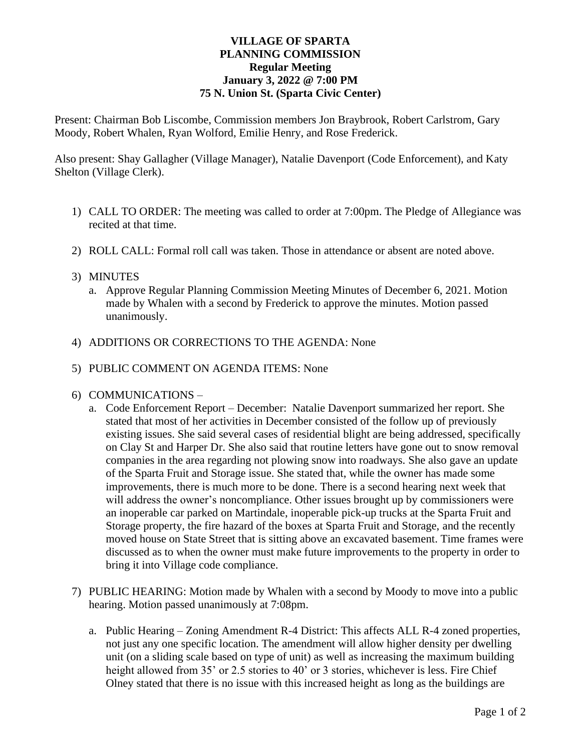**VILLAGE OF SPARTA**
**PLANNING COMMISSION**
**Regular Meeting**
**January 3, 2022 @ 7:00 PM**
**75 N. Union St. (Sparta Civic Center)**

Present: Chairman Bob Liscombe, Commission members Jon Braybrook, Robert Carlstrom, Gary Moody, Robert Whalen, Ryan Wolford, Emilie Henry, and Rose Frederick.

Also present: Shay Gallagher (Village Manager), Natalie Davenport (Code Enforcement), and Katy Shelton (Village Clerk).

1) CALL TO ORDER: The meeting was called to order at 7:00pm. The Pledge of Allegiance was recited at that time.

2) ROLL CALL: Formal roll call was taken. Those in attendance or absent are noted above.

3) MINUTES
   a. Approve Regular Planning Commission Meeting Minutes of December 6, 2021. Motion made by Whalen with a second by Frederick to approve the minutes. Motion passed unanimously.

4) ADDITIONS OR CORRECTIONS TO THE AGENDA: None

5) PUBLIC COMMENT ON AGENDA ITEMS: None

6) COMMUNICATIONS –
   a. Code Enforcement Report – December: Natalie Davenport summarized her report. She stated that most of her activities in December consisted of the follow up of previously existing issues. She said several cases of residential blight are being addressed, specifically on Clay St and Harper Dr. She also said that routine letters have gone out to snow removal companies in the area regarding not plowing snow into roadways. She also gave an update of the Sparta Fruit and Storage issue. She stated that, while the owner has made some improvements, there is much more to be done. There is a second hearing next week that will address the owner's noncompliance. Other issues brought up by commissioners were an inoperable car parked on Martindale, inoperable pick-up trucks at the Sparta Fruit and Storage property, the fire hazard of the boxes at Sparta Fruit and Storage, and the recently moved house on State Street that is sitting above an excavated basement. Time frames were discussed as to when the owner must make future improvements to the property in order to bring it into Village code compliance.

7) PUBLIC HEARING: Motion made by Whalen with a second by Moody to move into a public hearing. Motion passed unanimously at 7:08pm.

   a. Public Hearing – Zoning Amendment R-4 District: This affects ALL R-4 zoned properties, not just any one specific location. The amendment will allow higher density per dwelling unit (on a sliding scale based on type of unit) as well as increasing the maximum building height allowed from 35' or 2.5 stories to 40' or 3 stories, whichever is less. Fire Chief Olney stated that there is no issue with this increased height as long as the buildings are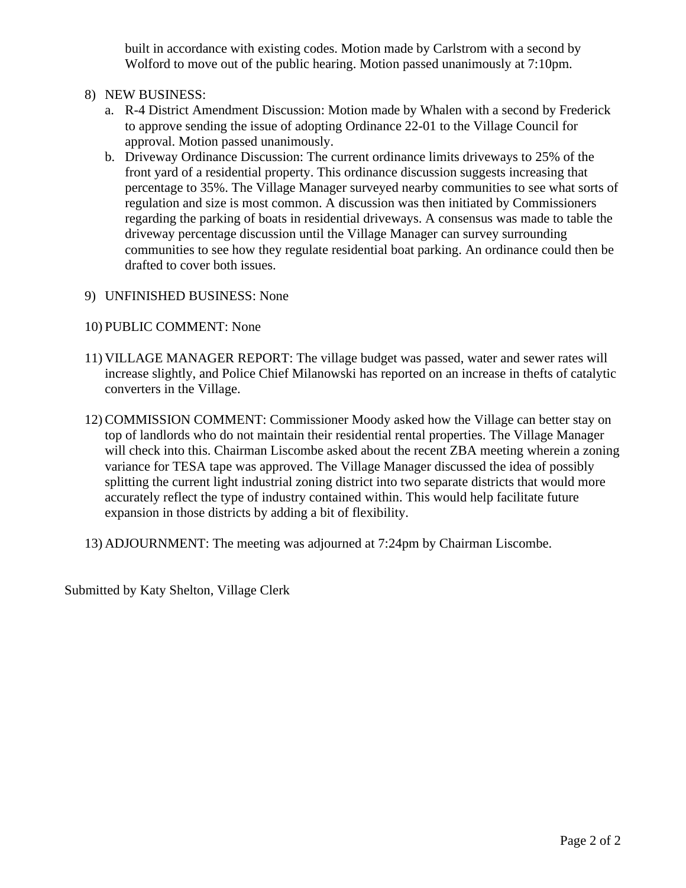built in accordance with existing codes. Motion made by Carlstrom with a second by Wolford to move out of the public hearing. Motion passed unanimously at 7:10pm.

8) NEW BUSINESS:
   a. R-4 District Amendment Discussion: Motion made by Whalen with a second by Frederick to approve sending the issue of adopting Ordinance 22-01 to the Village Council for approval. Motion passed unanimously.
   b. Driveway Ordinance Discussion: The current ordinance limits driveways to 25% of the front yard of a residential property. This ordinance discussion suggests increasing that percentage to 35%. The Village Manager surveyed nearby communities to see what sorts of regulation and size is most common. A discussion was then initiated by Commissioners regarding the parking of boats in residential driveways. A consensus was made to table the driveway percentage discussion until the Village Manager can survey surrounding communities to see how they regulate residential boat parking. An ordinance could then be drafted to cover both issues.

9) UNFINISHED BUSINESS: None

10) PUBLIC COMMENT: None

11) VILLAGE MANAGER REPORT: The village budget was passed, water and sewer rates will increase slightly, and Police Chief Milanowski has reported on an increase in thefts of catalytic converters in the Village.

12) COMMISSION COMMENT: Commissioner Moody asked how the Village can better stay on top of landlords who do not maintain their residential rental properties. The Village Manager will check into this. Chairman Liscombe asked about the recent ZBA meeting wherein a zoning variance for TESA tape was approved. The Village Manager discussed the idea of possibly splitting the current light industrial zoning district into two separate districts that would more accurately reflect the type of industry contained within. This would help facilitate future expansion in those districts by adding a bit of flexibility.

13) ADJOURNMENT: The meeting was adjourned at 7:24pm by Chairman Liscombe.

Submitted by Katy Shelton, Village Clerk